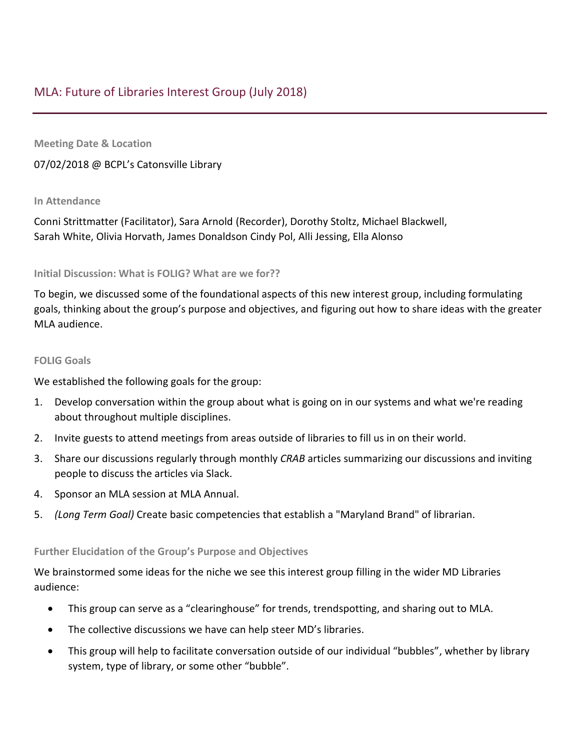# MLA: Future of Libraries Interest Group (July 2018)

**Meeting Date & Location**

07/02/2018 @ BCPL's Catonsville Library

**In Attendance**

Conni Strittmatter (Facilitator), Sara Arnold (Recorder), Dorothy Stoltz, Michael Blackwell, Sarah White, Olivia Horvath, James Donaldson Cindy Pol, Alli Jessing, Ella Alonso

**Initial Discussion: What is FOLIG? What are we for??**

To begin, we discussed some of the foundational aspects of this new interest group, including formulating goals, thinking about the group's purpose and objectives, and figuring out how to share ideas with the greater MLA audience.

**FOLIG Goals**

We established the following goals for the group:

1. Develop conversation within the group about what is going on in our systems and what we're reading about throughout multiple disciplines.
2. Invite guests to attend meetings from areas outside of libraries to fill us in on their world.
3. Share our discussions regularly through monthly *CRAB* articles summarizing our discussions and inviting people to discuss the articles via Slack.
4. Sponsor an MLA session at MLA Annual.
5. *(Long Term Goal)* Create basic competencies that establish a "Maryland Brand" of librarian.

**Further Elucidation of the Group's Purpose and Objectives**

We brainstormed some ideas for the niche we see this interest group filling in the wider MD Libraries audience:

- This group can serve as a "clearinghouse" for trends, trendspotting, and sharing out to MLA.
- The collective discussions we have can help steer MD's libraries.
- This group will help to facilitate conversation outside of our individual "bubbles", whether by library system, type of library, or some other "bubble".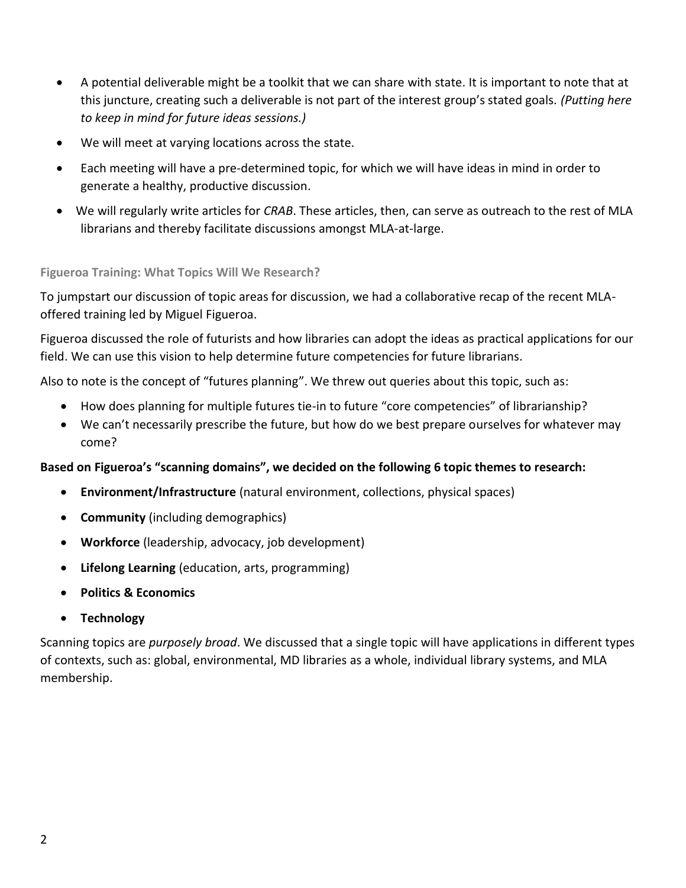- A potential deliverable might be a toolkit that we can share with state. It is important to note that at this juncture, creating such a deliverable is not part of the interest group's stated goals. *(Putting here to keep in mind for future ideas sessions.)*
- We will meet at varying locations across the state.
- Each meeting will have a pre-determined topic, for which we will have ideas in mind in order to generate a healthy, productive discussion.
- We will regularly write articles for *CRAB*. These articles, then, can serve as outreach to the rest of MLA librarians and thereby facilitate discussions amongst MLA-at-large.

### Figueroa Training: What Topics Will We Research?

To jumpstart our discussion of topic areas for discussion, we had a collaborative recap of the recent MLA-offered training led by Miguel Figueroa.

Figueroa discussed the role of futurists and how libraries can adopt the ideas as practical applications for our field. We can use this vision to help determine future competencies for future librarians.

Also to note is the concept of "futures planning". We threw out queries about this topic, such as:

- How does planning for multiple futures tie-in to future "core competencies" of librarianship?
- We can't necessarily prescribe the future, but how do we best prepare ourselves for whatever may come?

**Based on Figueroa's "scanning domains", we decided on the following 6 topic themes to research:**

- **Environment/Infrastructure** (natural environment, collections, physical spaces)
- **Community** (including demographics)
- **Workforce** (leadership, advocacy, job development)
- **Lifelong Learning** (education, arts, programming)
- **Politics & Economics**
- **Technology**

Scanning topics are *purposely broad*. We discussed that a single topic will have applications in different types of contexts, such as: global, environmental, MD libraries as a whole, individual library systems, and MLA membership.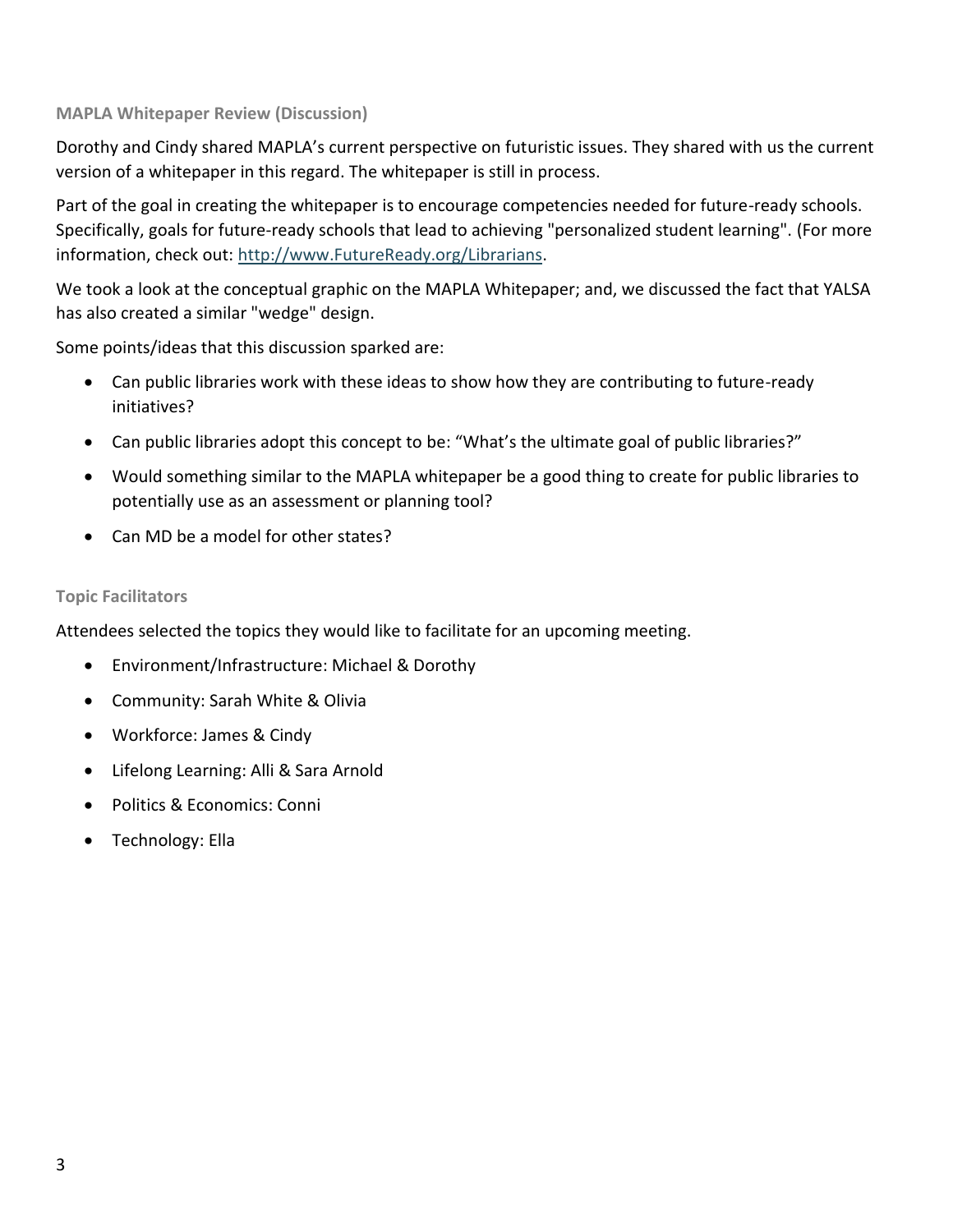### MAPLA Whitepaper Review (Discussion)

Dorothy and Cindy shared MAPLA's current perspective on futuristic issues. They shared with us the current version of a whitepaper in this regard. The whitepaper is still in process.

Part of the goal in creating the whitepaper is to encourage competencies needed for future-ready schools. Specifically, goals for future-ready schools that lead to achieving "personalized student learning". (For more information, check out: [http://www.FutureReady.org/Librarians](http://www.FutureReady.org/Librarians).

We took a look at the conceptual graphic on the MAPLA Whitepaper; and, we discussed the fact that YALSA has also created a similar "wedge" design.

Some points/ideas that this discussion sparked are:

- Can public libraries work with these ideas to show how they are contributing to future-ready initiatives?
- Can public libraries adopt this concept to be: "What's the ultimate goal of public libraries?"
- Would something similar to the MAPLA whitepaper be a good thing to create for public libraries to potentially use as an assessment or planning tool?
- Can MD be a model for other states?

### Topic Facilitators

Attendees selected the topics they would like to facilitate for an upcoming meeting.

- Environment/Infrastructure: Michael & Dorothy
- Community: Sarah White & Olivia
- Workforce: James & Cindy
- Lifelong Learning: Alli & Sara Arnold
- Politics & Economics: Conni
- Technology: Ella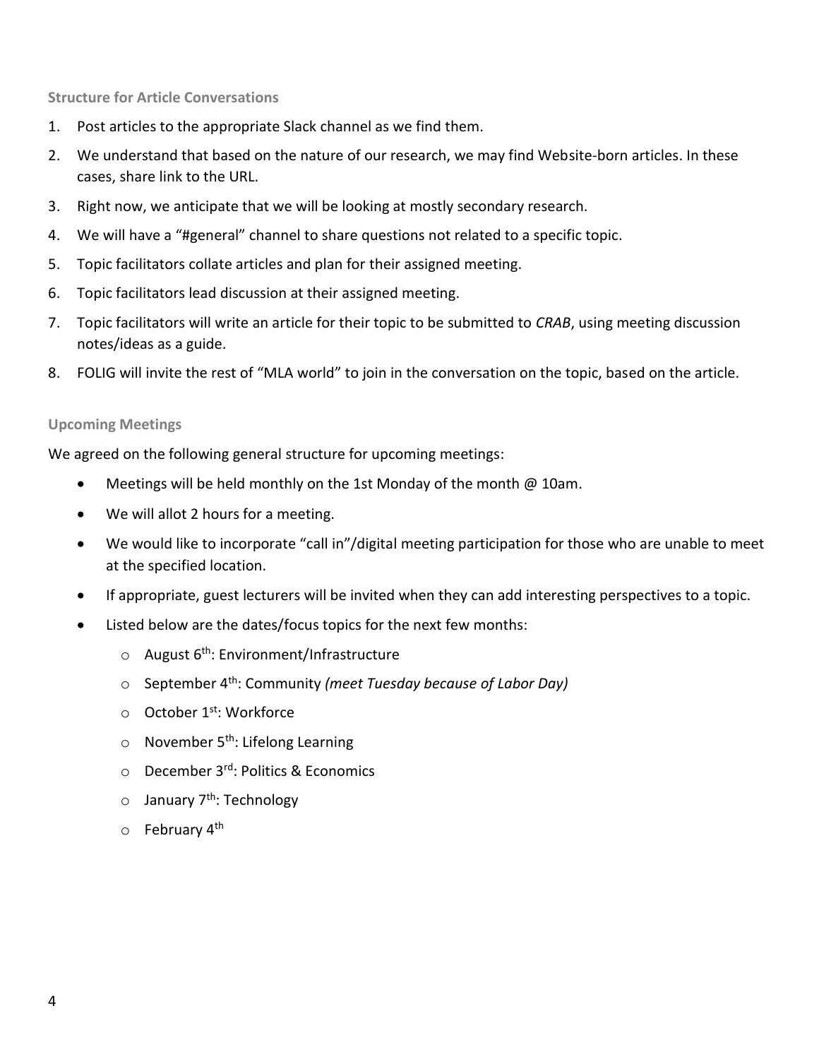### Structure for Article Conversations

1. Post articles to the appropriate Slack channel as we find them.
2. We understand that based on the nature of our research, we may find Website-born articles. In these cases, share link to the URL.
3. Right now, we anticipate that we will be looking at mostly secondary research.
4. We will have a "#general" channel to share questions not related to a specific topic.
5. Topic facilitators collate articles and plan for their assigned meeting.
6. Topic facilitators lead discussion at their assigned meeting.
7. Topic facilitators will write an article for their topic to be submitted to *CRAB*, using meeting discussion notes/ideas as a guide.
8. FOLIG will invite the rest of "MLA world" to join in the conversation on the topic, based on the article.

### Upcoming Meetings

We agreed on the following general structure for upcoming meetings:

- Meetings will be held monthly on the 1st Monday of the month @ 10am.
- We will allot 2 hours for a meeting.
- We would like to incorporate "call in"/digital meeting participation for those who are unable to meet at the specified location.
- If appropriate, guest lecturers will be invited when they can add interesting perspectives to a topic.
- Listed below are the dates/focus topics for the next few months:
  - August 6th: Environment/Infrastructure
  - September 4th: Community *(meet Tuesday because of Labor Day)*
  - October 1st: Workforce
  - November 5th: Lifelong Learning
  - December 3rd: Politics & Economics
  - January 7th: Technology
  - February 4th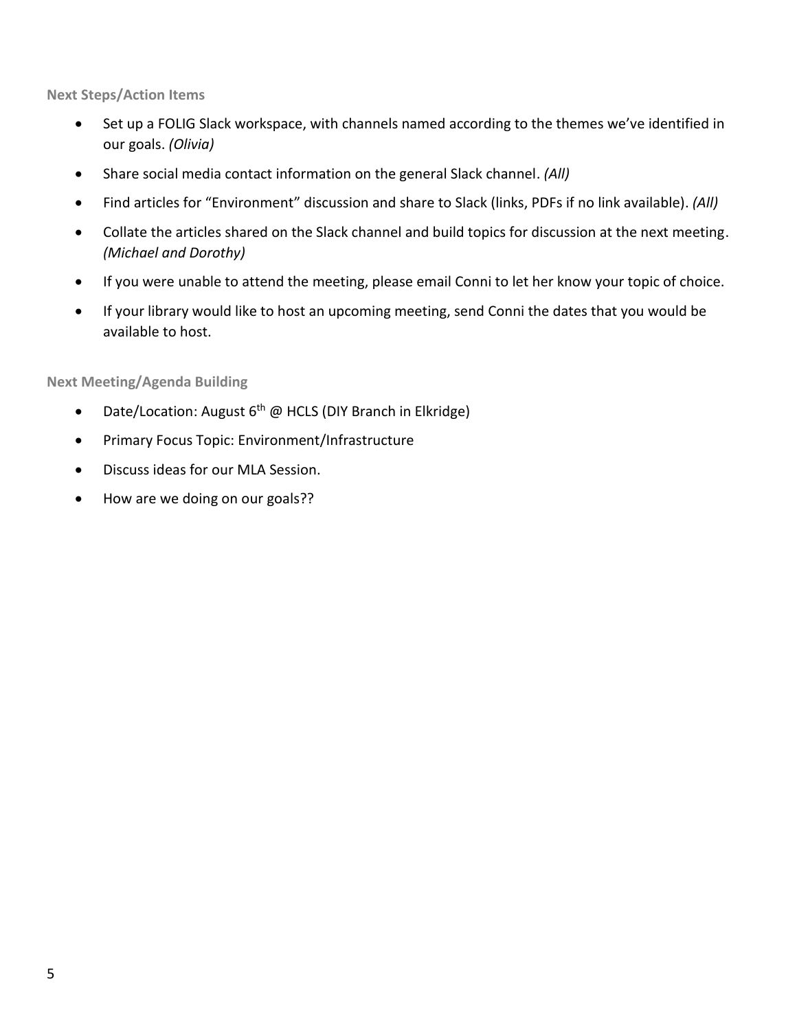### Next Steps/Action Items

- Set up a FOLIG Slack workspace, with channels named according to the themes we've identified in our goals. *(Olivia)*
- Share social media contact information on the general Slack channel. *(All)*
- Find articles for "Environment" discussion and share to Slack (links, PDFs if no link available). *(All)*
- Collate the articles shared on the Slack channel and build topics for discussion at the next meeting. *(Michael and Dorothy)*
- If you were unable to attend the meeting, please email Conni to let her know your topic of choice.
- If your library would like to host an upcoming meeting, send Conni the dates that you would be available to host.

### Next Meeting/Agenda Building

- Date/Location: August 6th @ HCLS (DIY Branch in Elkridge)
- Primary Focus Topic: Environment/Infrastructure
- Discuss ideas for our MLA Session.
- How are we doing on our goals??